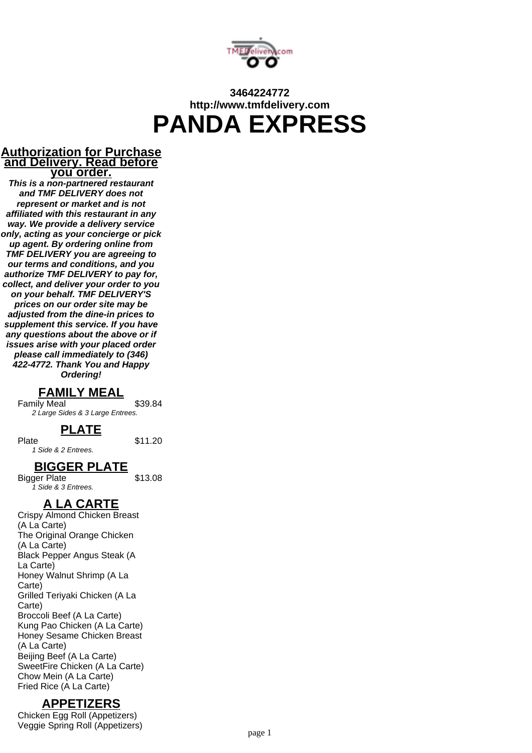**3464224772**
**http://www.tmfdelivery.com**

# PANDA EXPRESS

## Authorization for Purchase and Delivery. Read before you order.

***This is a non-partnered restaurant and TMF DELIVERY does not represent or market and is not affiliated with this restaurant in any way. We provide a delivery service only, acting as your concierge or pick up agent. By ordering online from TMF DELIVERY you are agreeing to our terms and conditions, and you authorize TMF DELIVERY to pay for, collect, and deliver your order to you on your behalf. TMF DELIVERY'S prices on our order site may be adjusted from the dine-in prices to supplement this service. If you have any questions about the above or if issues arise with your placed order please call immediately to (346) 422-4772. Thank You and Happy Ordering!***

## FAMILY MEAL

Family Meal $39.84
*2 Large Sides & 3 Large Entrees.*

## PLATE

Plate $11.20
*1 Side & 2 Entrees.*

## BIGGER PLATE

Bigger Plate $13.08
*1 Side & 3 Entrees.*

## A LA CARTE

Crispy Almond Chicken Breast (A La Carte)
The Original Orange Chicken (A La Carte)
Black Pepper Angus Steak (A La Carte)
Honey Walnut Shrimp (A La Carte)
Grilled Teriyaki Chicken (A La Carte)
Broccoli Beef (A La Carte)
Kung Pao Chicken (A La Carte)
Honey Sesame Chicken Breast (A La Carte)
Beijing Beef (A La Carte)
SweetFire Chicken (A La Carte)
Chow Mein (A La Carte)
Fried Rice (A La Carte)

## APPETIZERS

Chicken Egg Roll (Appetizers)
Veggie Spring Roll (Appetizers)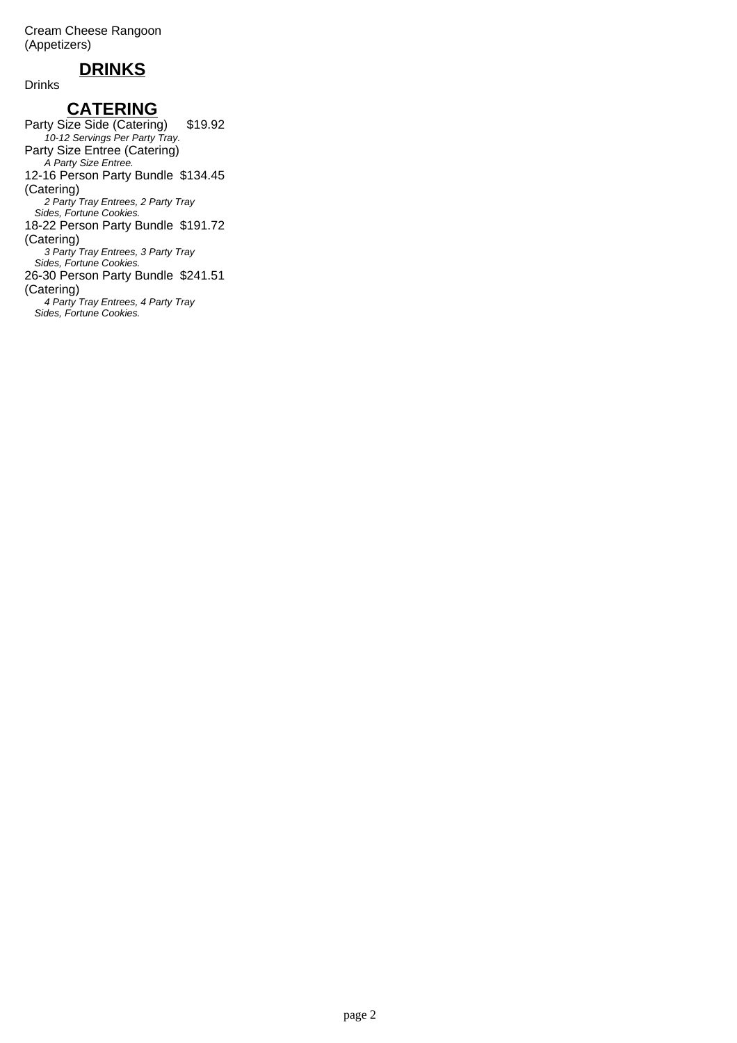Cream Cheese Rangoon (Appetizers)

## DRINKS

Drinks

## CATERING

Party Size Side (Catering) $19.92
*10-12 Servings Per Party Tray.*

Party Size Entree (Catering)
*A Party Size Entree.*

12-16 Person Party Bundle (Catering) $134.45
*2 Party Tray Entrees, 2 Party Tray Sides, Fortune Cookies.*

18-22 Person Party Bundle (Catering) $191.72
*3 Party Tray Entrees, 3 Party Tray Sides, Fortune Cookies.*

26-30 Person Party Bundle (Catering) $241.51
*4 Party Tray Entrees, 4 Party Tray Sides, Fortune Cookies.*